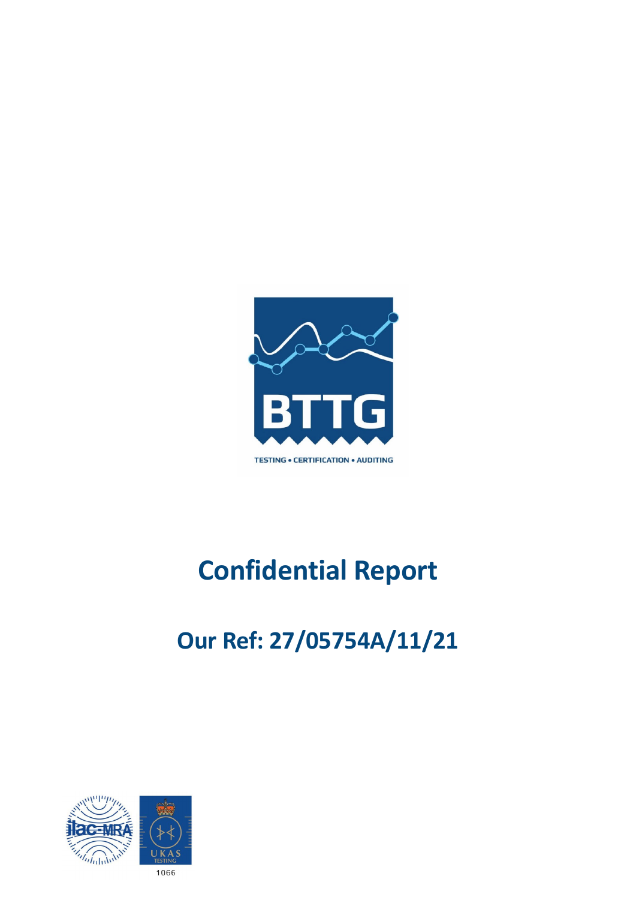BTTG

TESTING • CERTIFICATION • AUDITING

# Confidential Report

## Our Ref: 27/05754A/11/21

1066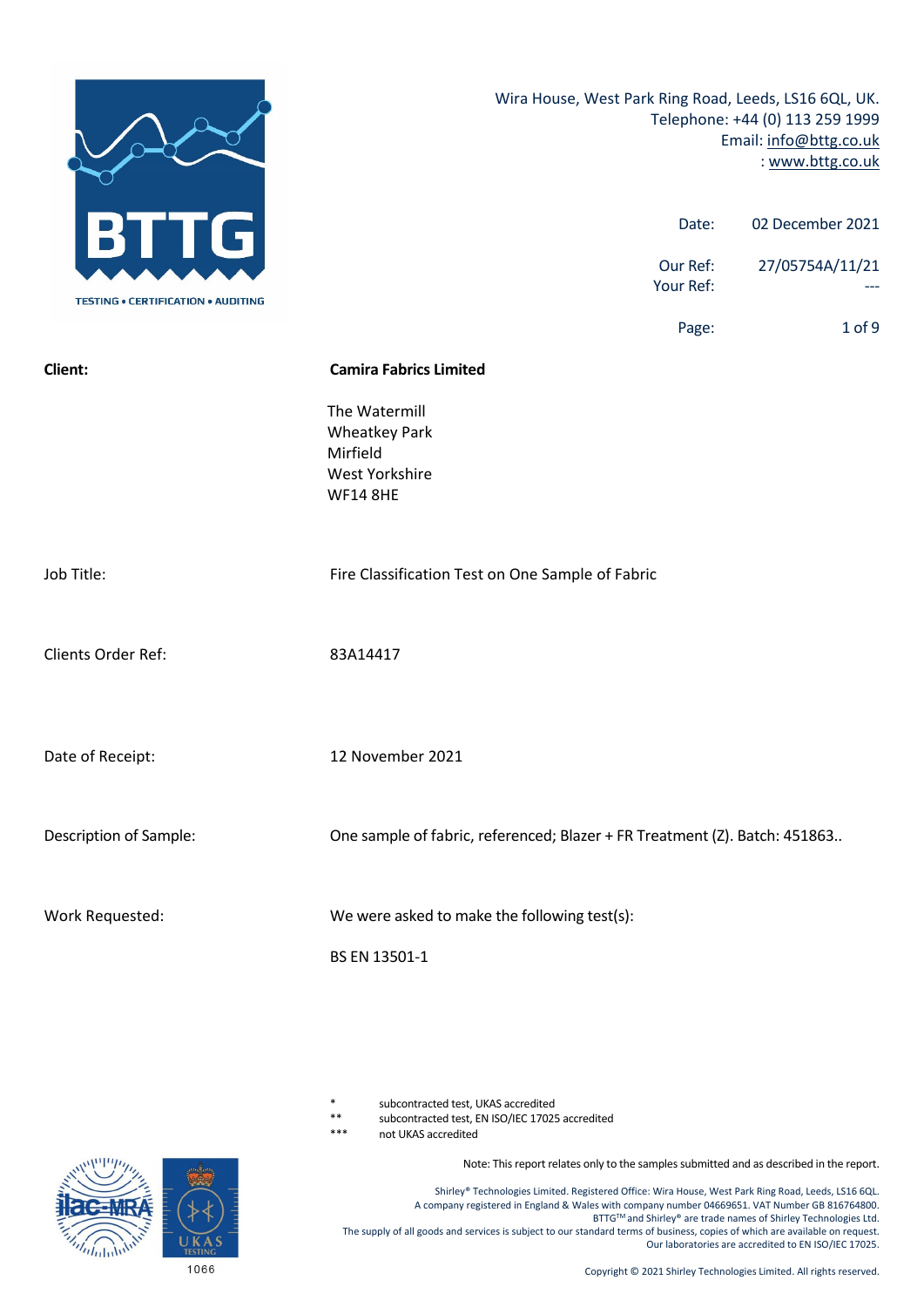Wira House, West Park Ring Road, Leeds, LS16 6QL, UK.
Telephone: +44 (0) 113 259 1999
Email: info@bttg.co.uk
: www.bttg.co.uk

| | |
|---|---|
| Date: | 02 December 2021 |
| Our Ref: | 27/05754A/11/21 |
| Your Ref: | --- |

| | |
|---|---|
| **Client:** | **Camira Fabrics Limited** |
| | The Watermill<br>Wheatkey Park<br>Mirfield<br>West Yorkshire<br>WF14 8HE |
| Job Title: | Fire Classification Test on One Sample of Fabric |
| Clients Order Ref: | 83A14417 |
| Date of Receipt: | 12 November 2021 |
| Description of Sample: | One sample of fabric, referenced; Blazer + FR Treatment (Z). Batch: 451863.. |
| Work Requested: | We were asked to make the following test(s): |
| | BS EN 13501-1 |

\* subcontracted test, UKAS accredited
\*\* subcontracted test, EN ISO/IEC 17025 accredited
\*\*\* not UKAS accredited

Note: This report relates only to the samples submitted and as described in the report.

Shirley® Technologies Limited. Registered Office: Wira House, West Park Ring Road, Leeds, LS16 6QL.
A company registered in England & Wales with company number 04669651. VAT Number GB 816764800.
BTTG™ and Shirley® are trade names of Shirley Technologies Ltd.
The supply of all goods and services is subject to our standard terms of business, copies of which are available on request.
Our laboratories are accredited to EN ISO/IEC 17025.

1066

Copyright © 2021 Shirley Technologies Limited. All rights reserved.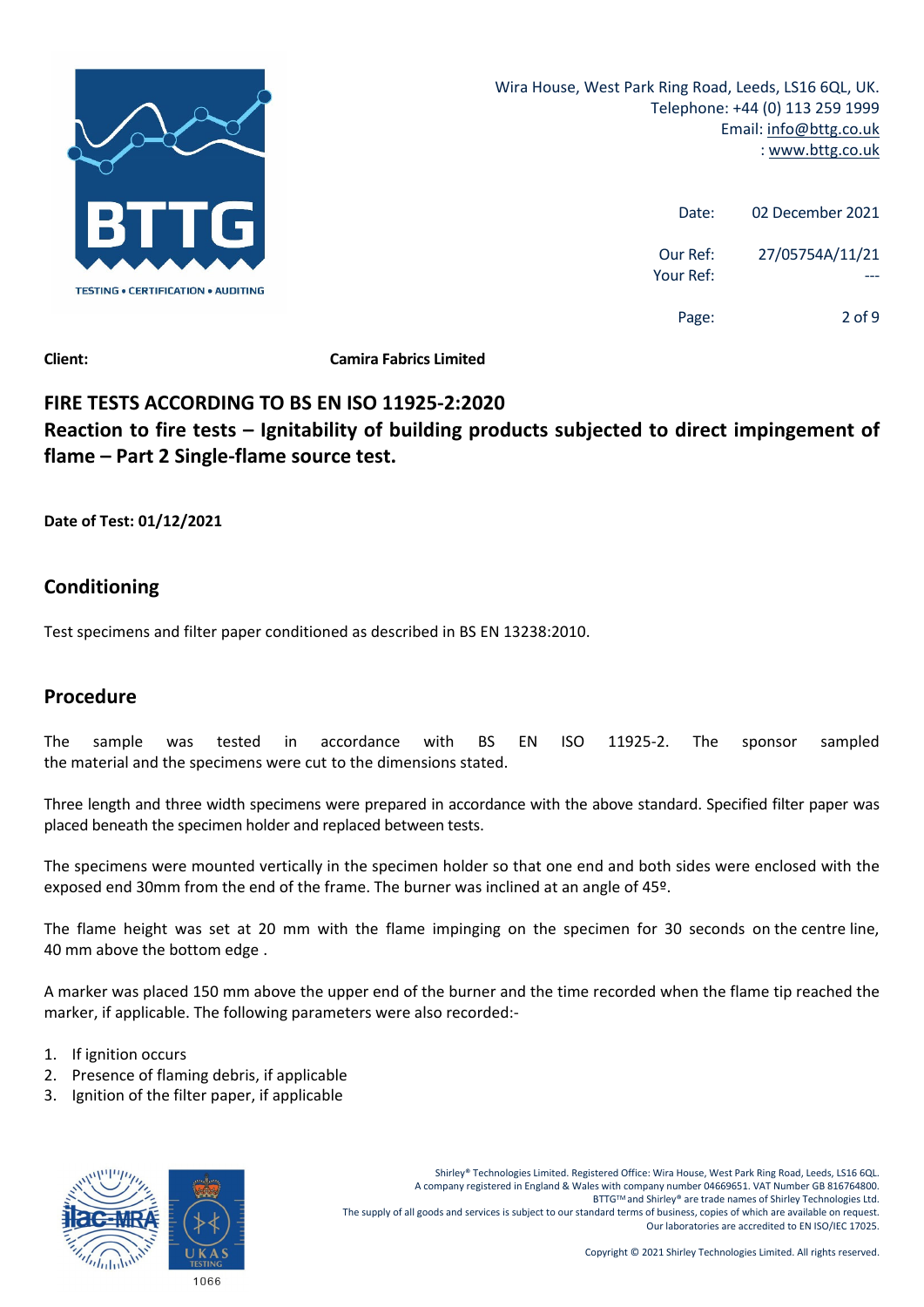Wira House, West Park Ring Road, Leeds, LS16 6QL, UK.
Telephone: +44 (0) 113 259 1999
Email: info@bttg.co.uk
: www.bttg.co.uk

Date: 02 December 2021

Our Ref: 27/05754A/11/21
Your Ref: ---

**Client:** **Camira Fabrics Limited**

## FIRE TESTS ACCORDING TO BS EN ISO 11925-2:2020

## Reaction to fire tests – Ignitability of building products subjected to direct impingement of flame – Part 2 Single-flame source test.

**Date of Test: 01/12/2021**

## Conditioning

Test specimens and filter paper conditioned as described in BS EN 13238:2010.

## Procedure

The sample was tested in accordance with BS EN ISO 11925-2. The sponsor sampled the material and the specimens were cut to the dimensions stated.

Three length and three width specimens were prepared in accordance with the above standard. Specified filter paper was placed beneath the specimen holder and replaced between tests.

The specimens were mounted vertically in the specimen holder so that one end and both sides were enclosed with the exposed end 30mm from the end of the frame. The burner was inclined at an angle of 45º.

The flame height was set at 20 mm with the flame impinging on the specimen for 30 seconds on the centre line, 40 mm above the bottom edge .

A marker was placed 150 mm above the upper end of the burner and the time recorded when the flame tip reached the marker, if applicable. The following parameters were also recorded:-

1. If ignition occurs
2. Presence of flaming debris, if applicable
3. Ignition of the filter paper, if applicable

Shirley® Technologies Limited. Registered Office: Wira House, West Park Ring Road, Leeds, LS16 6QL.
A company registered in England & Wales with company number 04669651. VAT Number GB 816764800.
BTTG™ and Shirley® are trade names of Shirley Technologies Ltd.
The supply of all goods and services is subject to our standard terms of business, copies of which are available on request.
Our laboratories are accredited to EN ISO/IEC 17025.

Copyright © 2021 Shirley Technologies Limited. All rights reserved.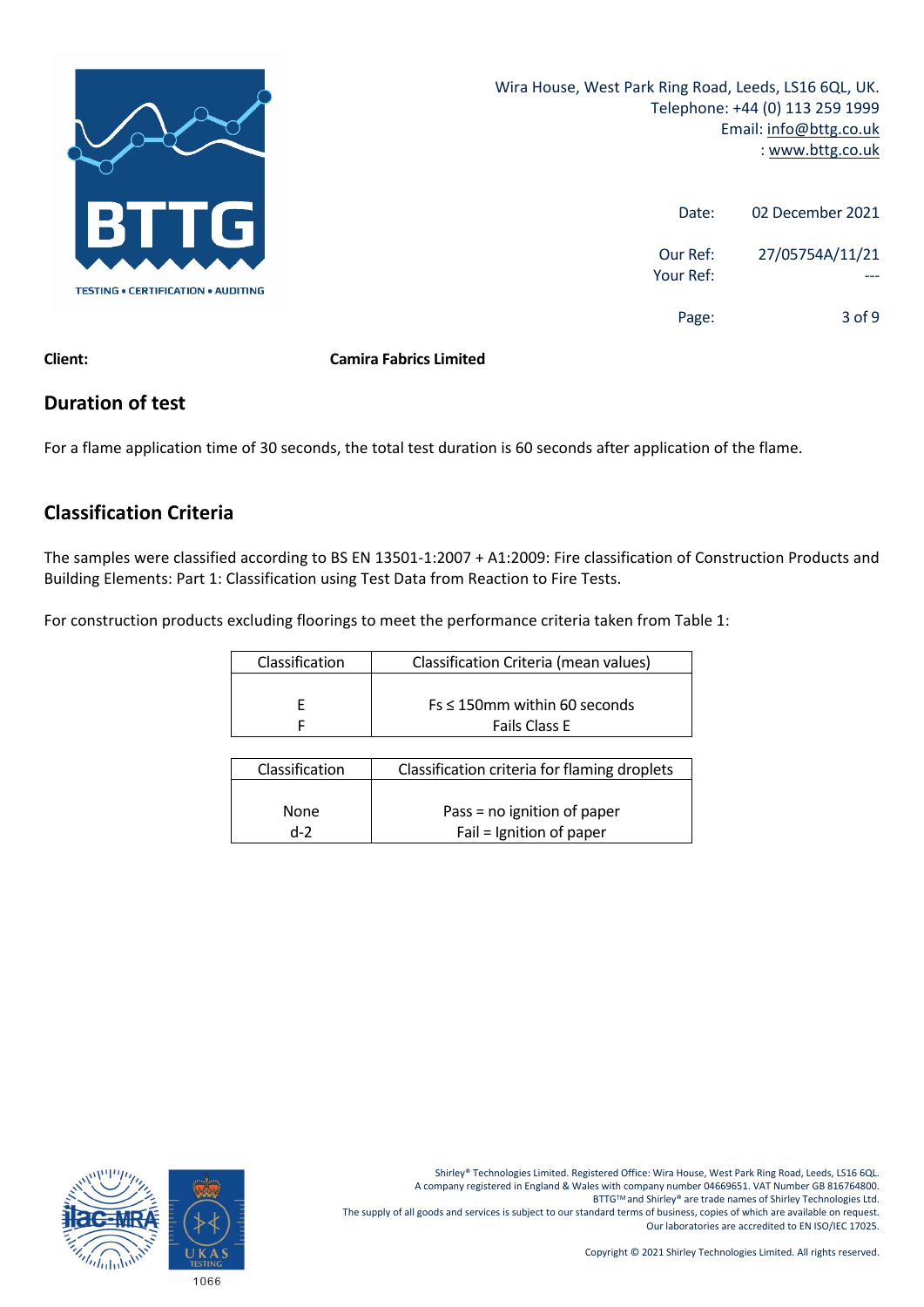**Client:** **Camira Fabrics Limited**

## Duration of test

For a flame application time of 30 seconds, the total test duration is 60 seconds after application of the flame.

## Classification Criteria

The samples were classified according to BS EN 13501-1:2007 + A1:2009: Fire classification of Construction Products and Building Elements: Part 1: Classification using Test Data from Reaction to Fire Tests.

For construction products excluding floorings to meet the performance criteria taken from Table 1:

| Classification | Classification Criteria (mean values) |
|---|---|
| E | Fs ≤ 150mm within 60 seconds |
| F | Fails Class E |

| Classification | Classification criteria for flaming droplets |
|---|---|
| None | Pass = no ignition of paper |
| d-2 | Fail = Ignition of paper |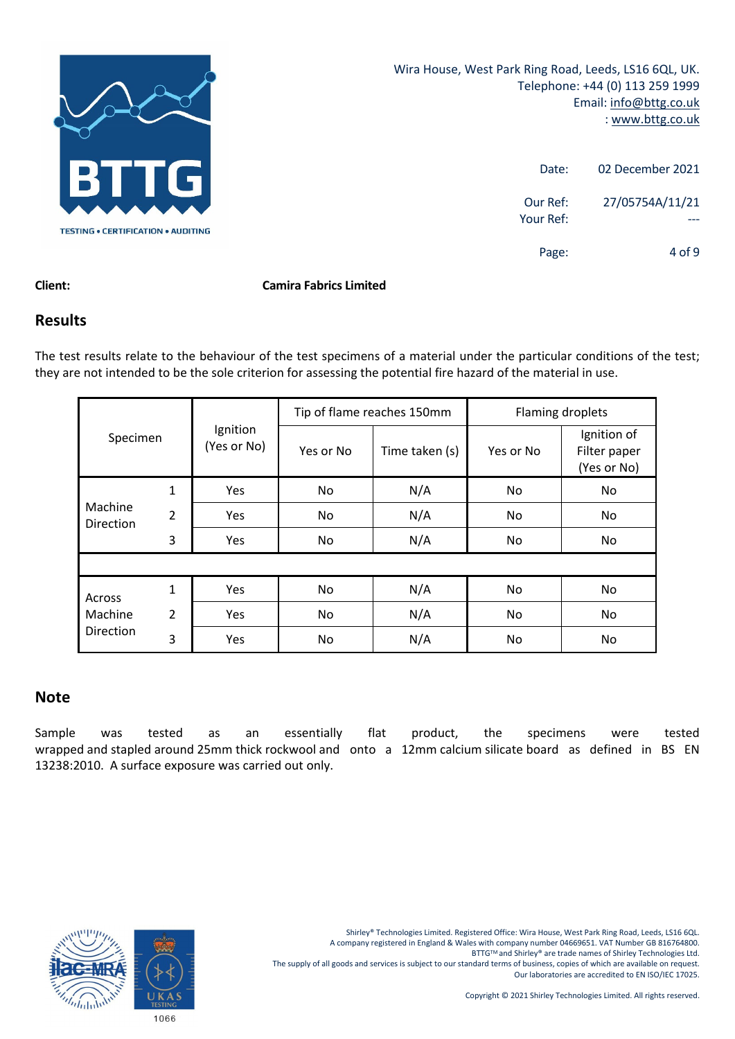Wira House, West Park Ring Road, Leeds, LS16 6QL, UK.
Telephone: +44 (0) 113 259 1999
Email: info@bttg.co.uk
: www.bttg.co.uk

Date: 02 December 2021

Our Ref: 27/05754A/11/21
Your Ref: ---

**Client:** **Camira Fabrics Limited**

## Results

The test results relate to the behaviour of the test specimens of a material under the particular conditions of the test; they are not intended to be the sole criterion for assessing the potential fire hazard of the material in use.

| Specimen | | Ignition (Yes or No) | Tip of flame reaches 150mm | | Flaming droplets | |
|---|---|---|---|---|---|---|
| | | | Yes or No | Time taken (s) | Yes or No | Ignition of Filter paper (Yes or No) |
| Machine Direction | 1 | Yes | No | N/A | No | No |
| | 2 | Yes | No | N/A | No | No |
| | 3 | Yes | No | N/A | No | No |
| | | | | | | |
| Across Machine Direction | 1 | Yes | No | N/A | No | No |
| | 2 | Yes | No | N/A | No | No |
| | 3 | Yes | No | N/A | No | No |

## Note

Sample was tested as an essentially flat product, the specimens were tested wrapped and stapled around 25mm thick rockwool and onto a 12mm calcium silicate board as defined in BS EN 13238:2010. A surface exposure was carried out only.

Shirley® Technologies Limited. Registered Office: Wira House, West Park Ring Road, Leeds, LS16 6QL.
A company registered in England & Wales with company number 04669651. VAT Number GB 816764800.
BTTG™ and Shirley® are trade names of Shirley Technologies Ltd.
The supply of all goods and services is subject to our standard terms of business, copies of which are available on request.
Our laboratories are accredited to EN ISO/IEC 17025.

Copyright © 2021 Shirley Technologies Limited. All rights reserved.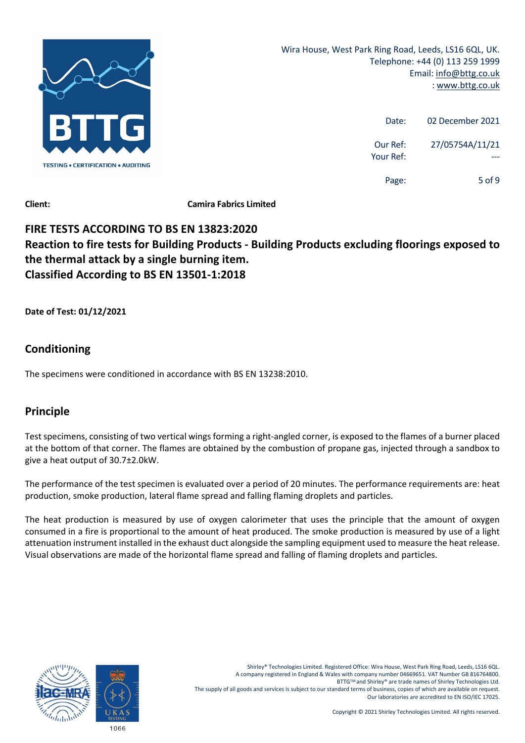Date: 02 December 2021

Our Ref: 27/05754A/11/21

Your Ref: ---

**Client:** **Camira Fabrics Limited**

## FIRE TESTS ACCORDING TO BS EN 13823:2020

## Reaction to fire tests for Building Products - Building Products excluding floorings exposed to the thermal attack by a single burning item.

## Classified According to BS EN 13501-1:2018

**Date of Test: 01/12/2021**

## Conditioning

The specimens were conditioned in accordance with BS EN 13238:2010.

## Principle

Test specimens, consisting of two vertical wings forming a right-angled corner, is exposed to the flames of a burner placed at the bottom of that corner. The flames are obtained by the combustion of propane gas, injected through a sandbox to give a heat output of 30.7±2.0kW.

The performance of the test specimen is evaluated over a period of 20 minutes. The performance requirements are: heat production, smoke production, lateral flame spread and falling flaming droplets and particles.

The heat production is measured by use of oxygen calorimeter that uses the principle that the amount of oxygen consumed in a fire is proportional to the amount of heat produced. The smoke production is measured by use of a light attenuation instrument installed in the exhaust duct alongside the sampling equipment used to measure the heat release. Visual observations are made of the horizontal flame spread and falling of flaming droplets and particles.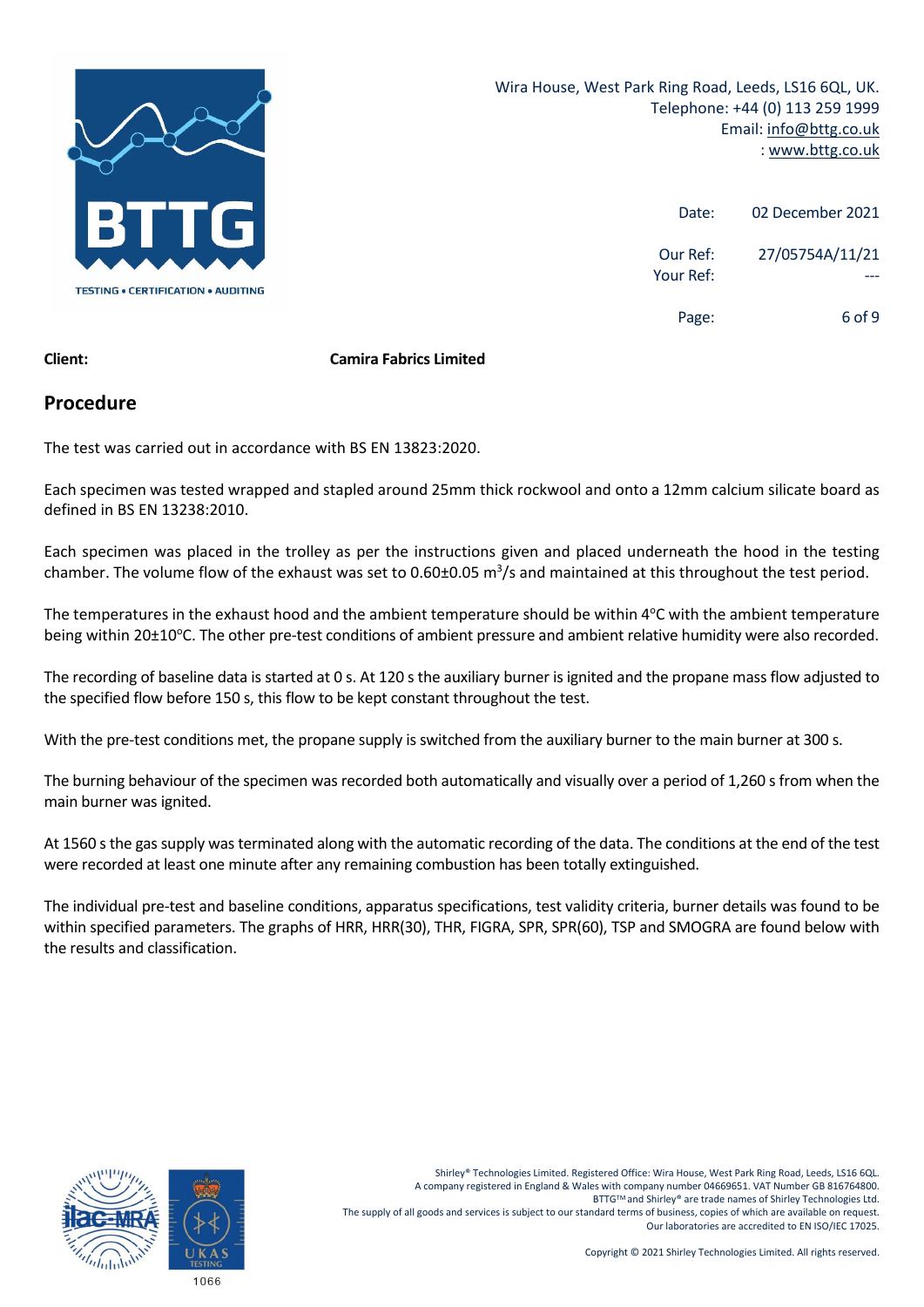Date: 02 December 2021

Our Ref: 27/05754A/11/21
Your Ref: ---

**Client:** **Camira Fabrics Limited**

## Procedure

The test was carried out in accordance with BS EN 13823:2020.

Each specimen was tested wrapped and stapled around 25mm thick rockwool and onto a 12mm calcium silicate board as defined in BS EN 13238:2010.

Each specimen was placed in the trolley as per the instructions given and placed underneath the hood in the testing chamber. The volume flow of the exhaust was set to 0.60±0.05 $m^3$/s and maintained at this throughout the test period.

The temperatures in the exhaust hood and the ambient temperature should be within 4°C with the ambient temperature being within 20±10°C. The other pre-test conditions of ambient pressure and ambient relative humidity were also recorded.

The recording of baseline data is started at 0 s. At 120 s the auxiliary burner is ignited and the propane mass flow adjusted to the specified flow before 150 s, this flow to be kept constant throughout the test.

With the pre-test conditions met, the propane supply is switched from the auxiliary burner to the main burner at 300 s.

The burning behaviour of the specimen was recorded both automatically and visually over a period of 1,260 s from when the main burner was ignited.

At 1560 s the gas supply was terminated along with the automatic recording of the data. The conditions at the end of the test were recorded at least one minute after any remaining combustion has been totally extinguished.

The individual pre-test and baseline conditions, apparatus specifications, test validity criteria, burner details was found to be within specified parameters. The graphs of HRR, HRR(30), THR, FIGRA, SPR, SPR(60), TSP and SMOGRA are found below with the results and classification.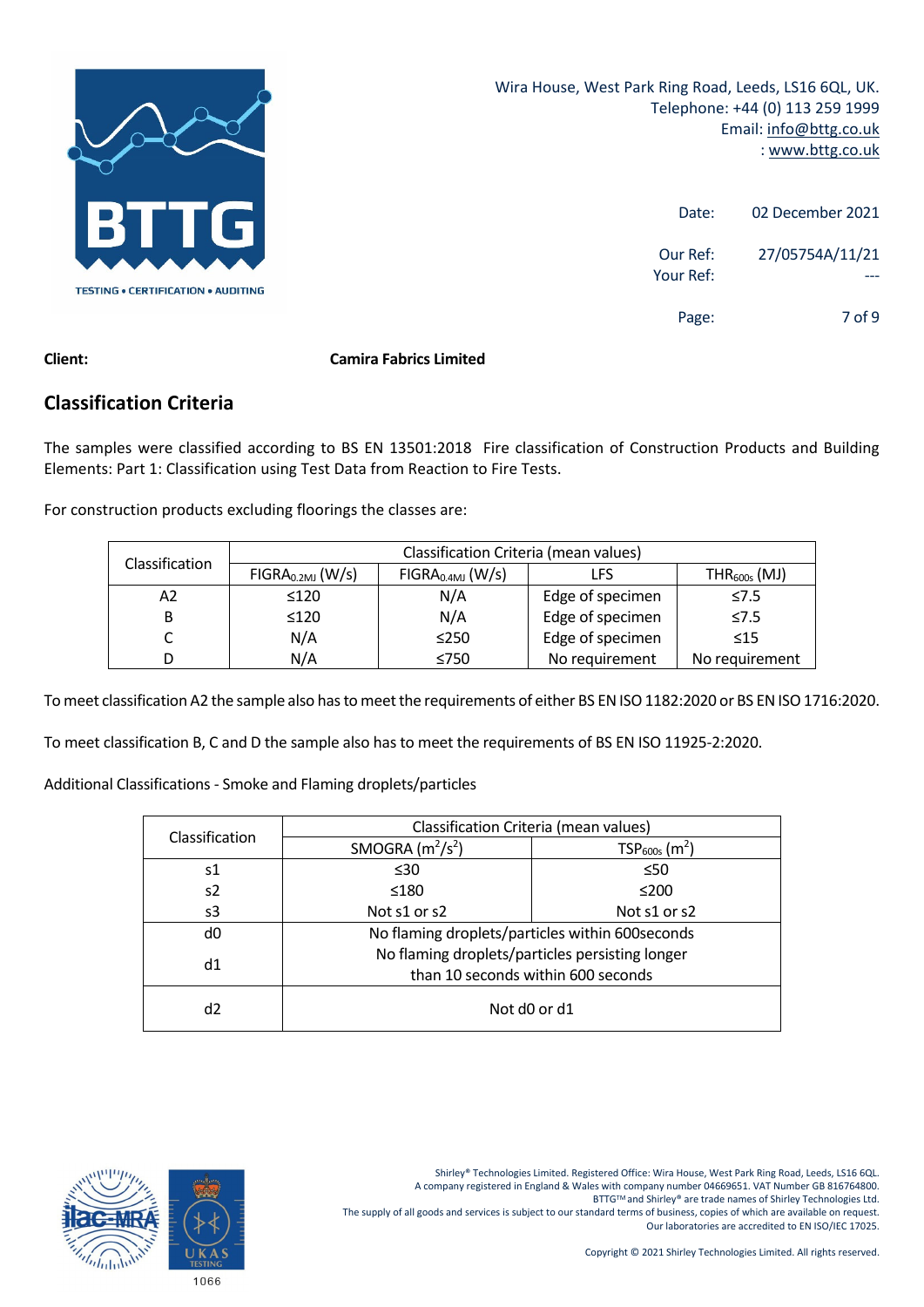**Client:** **Camira Fabrics Limited**

## Classification Criteria

The samples were classified according to BS EN 13501:2018 Fire classification of Construction Products and Building Elements: Part 1: Classification using Test Data from Reaction to Fire Tests.

For construction products excluding floorings the classes are:

| Classification | Classification Criteria (mean values) | | | |
|---|---|---|---|---|
| | $FIGRA_{0.2MJ}$ (W/s) | $FIGRA_{0.4MJ}$ (W/s) | LFS | $THR_{600s}$ (MJ) |
| A2 | ≤120 | N/A | Edge of specimen | ≤7.5 |
| B | ≤120 | N/A | Edge of specimen | ≤7.5 |
| C | N/A | ≤250 | Edge of specimen | ≤15 |
| D | N/A | ≤750 | No requirement | No requirement |

To meet classification A2 the sample also has to meet the requirements of either BS EN ISO 1182:2020 or BS EN ISO 1716:2020.

To meet classification B, C and D the sample also has to meet the requirements of BS EN ISO 11925-2:2020.

Additional Classifications - Smoke and Flaming droplets/particles

| Classification | Classification Criteria (mean values) | |
|---|---|---|
| | SMOGRA ($m^2/s^2$) | $TSP_{600s}$ ($m^2$) |
| s1 | ≤30 | ≤50 |
| s2 | ≤180 | ≤200 |
| s3 | Not s1 or s2 | Not s1 or s2 |
| d0 | No flaming droplets/particles within 600seconds | |
| d1 | No flaming droplets/particles persisting longer than 10 seconds within 600 seconds | |
| d2 | Not d0 or d1 | |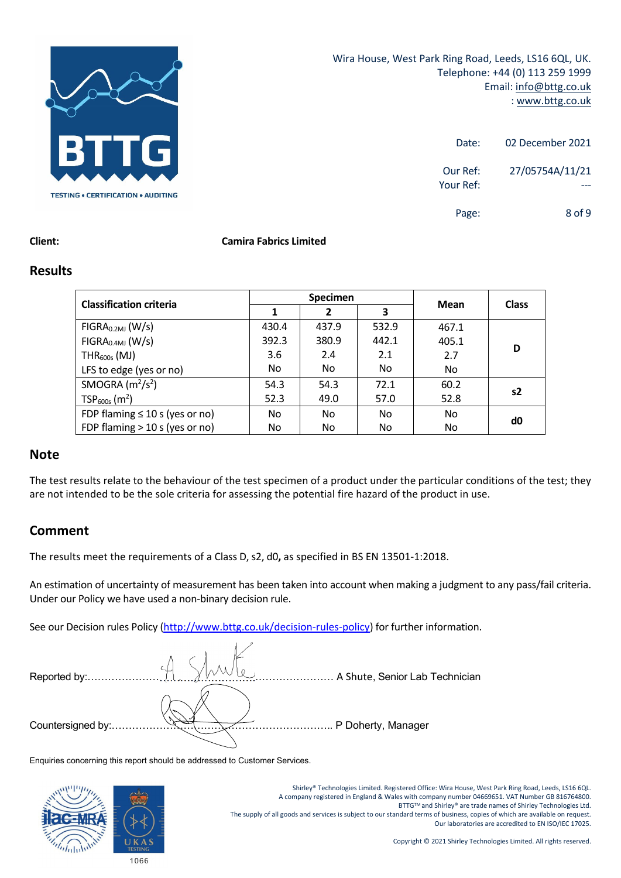Wira House, West Park Ring Road, Leeds, LS16 6QL, UK.
Telephone: +44 (0) 113 259 1999
Email: info@bttg.co.uk
: www.bttg.co.uk

Date: 02 December 2021

Our Ref: 27/05754A/11/21
Your Ref: ---

**Client:** **Camira Fabrics Limited**

## Results

| Classification criteria | Specimen | | | Mean | Class |
|---|---|---|---|---|---|
| | 1 | 2 | 3 | | |
| $FIGRA_{0.2MJ}$ (W/s) | 430.4 | 437.9 | 532.9 | 467.1 | D |
| $FIGRA_{0.4MJ}$ (W/s) | 392.3 | 380.9 | 442.1 | 405.1 | |
| $THR_{600s}$ (MJ) | 3.6 | 2.4 | 2.1 | 2.7 | |
| LFS to edge (yes or no) | No | No | No | No | |
| SMOGRA ($m^2/s^2$) | 54.3 | 54.3 | 72.1 | 60.2 | s2 |
| $TSP_{600s}$ ($m^2$) | 52.3 | 49.0 | 57.0 | 52.8 | |
| FDP flaming ≤ 10 s (yes or no) | No | No | No | No | d0 |
| FDP flaming > 10 s (yes or no) | No | No | No | No | |

## Note

The test results relate to the behaviour of the test specimen of a product under the particular conditions of the test; they are not intended to be the sole criteria for assessing the potential fire hazard of the product in use.

## Comment

The results meet the requirements of a Class D, s2, d0**,** as specified in BS EN 13501-1:2018.

An estimation of uncertainty of measurement has been taken into account when making a judgment to any pass/fail criteria. Under our Policy we have used a non-binary decision rule.

See our Decision rules Policy (http://www.bttg.co.uk/decision-rules-policy) for further information.

Reported by:…………………………………………………………… A Shute, Senior Lab Technician

Countersigned by:…………………………………………………….. P Doherty, Manager

Enquiries concerning this report should be addressed to Customer Services.

1066

Shirley® Technologies Limited. Registered Office: Wira House, West Park Ring Road, Leeds, LS16 6QL.
A company registered in England & Wales with company number 04669651. VAT Number GB 816764800.
BTTG™ and Shirley® are trade names of Shirley Technologies Ltd.
The supply of all goods and services is subject to our standard terms of business, copies of which are available on request.
Our laboratories are accredited to EN ISO/IEC 17025.

Copyright © 2021 Shirley Technologies Limited. All rights reserved.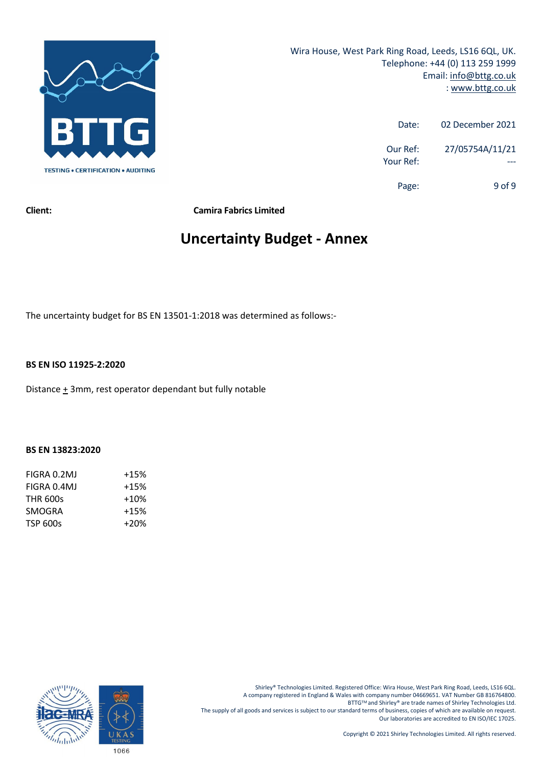Wira House, West Park Ring Road, Leeds, LS16 6QL, UK.
Telephone: +44 (0) 113 259 1999
Email: info@bttg.co.uk
: www.bttg.co.uk

Date: 02 December 2021

Our Ref: 27/05754A/11/21
Your Ref: ---

**Client:** **Camira Fabrics Limited**

# Uncertainty Budget - Annex

The uncertainty budget for BS EN 13501-1:2018 was determined as follows:-

**BS EN ISO 11925-2:2020**

Distance ± 3mm, rest operator dependant but fully notable

**BS EN 13823:2020**

| | |
|---|---|
| FIGRA 0.2MJ | +15% |
| FIGRA 0.4MJ | +15% |
| THR 600s | +10% |
| SMOGRA | +15% |
| TSP 600s | +20% |

1066

Shirley® Technologies Limited. Registered Office: Wira House, West Park Ring Road, Leeds, LS16 6QL.
A company registered in England & Wales with company number 04669651. VAT Number GB 816764800.
BTTG™ and Shirley® are trade names of Shirley Technologies Ltd.
The supply of all goods and services is subject to our standard terms of business, copies of which are available on request.
Our laboratories are accredited to EN ISO/IEC 17025.

Copyright © 2021 Shirley Technologies Limited. All rights reserved.